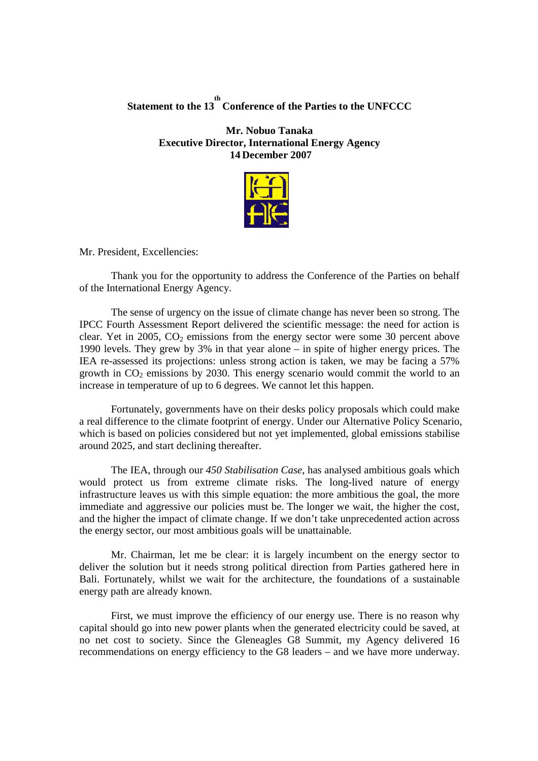**Statement to the 13th Conference of the Parties to the UNFCCC**

**Mr. Nobuo Tanaka**
**Executive Director, International Energy Agency**
**14 December 2007**

Mr. President, Excellencies:

Thank you for the opportunity to address the Conference of the Parties on behalf of the International Energy Agency.

The sense of urgency on the issue of climate change has never been so strong. The IPCC Fourth Assessment Report delivered the scientific message: the need for action is clear. Yet in 2005, $CO_2$ emissions from the energy sector were some 30 percent above 1990 levels. They grew by 3% in that year alone – in spite of higher energy prices. The IEA re-assessed its projections: unless strong action is taken, we may be facing a 57% growth in $CO_2$ emissions by 2030. This energy scenario would commit the world to an increase in temperature of up to 6 degrees. We cannot let this happen.

Fortunately, governments have on their desks policy proposals which could make a real difference to the climate footprint of energy. Under our Alternative Policy Scenario, which is based on policies considered but not yet implemented, global emissions stabilise around 2025, and start declining thereafter.

The IEA, through our *450 Stabilisation Case*, has analysed ambitious goals which would protect us from extreme climate risks. The long-lived nature of energy infrastructure leaves us with this simple equation: the more ambitious the goal, the more immediate and aggressive our policies must be. The longer we wait, the higher the cost, and the higher the impact of climate change. If we don't take unprecedented action across the energy sector, our most ambitious goals will be unattainable.

Mr. Chairman, let me be clear: it is largely incumbent on the energy sector to deliver the solution but it needs strong political direction from Parties gathered here in Bali. Fortunately, whilst we wait for the architecture, the foundations of a sustainable energy path are already known.

First, we must improve the efficiency of our energy use. There is no reason why capital should go into new power plants when the generated electricity could be saved, at no net cost to society. Since the Gleneagles G8 Summit, my Agency delivered 16 recommendations on energy efficiency to the G8 leaders – and we have more underway.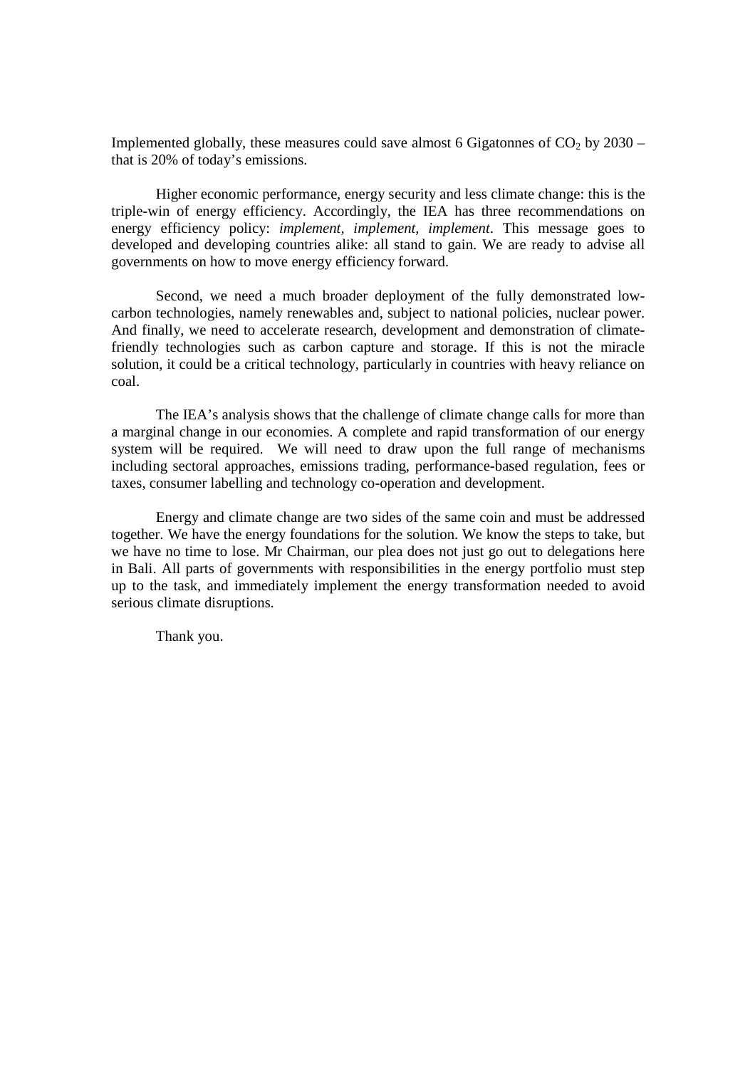Implemented globally, these measures could save almost 6 Gigatonnes of $CO_2$ by 2030 – that is 20% of today's emissions.

Higher economic performance, energy security and less climate change: this is the triple-win of energy efficiency. Accordingly, the IEA has three recommendations on energy efficiency policy: *implement, implement, implement*. This message goes to developed and developing countries alike: all stand to gain. We are ready to advise all governments on how to move energy efficiency forward.

Second, we need a much broader deployment of the fully demonstrated low-carbon technologies, namely renewables and, subject to national policies, nuclear power. And finally, we need to accelerate research, development and demonstration of climate-friendly technologies such as carbon capture and storage. If this is not the miracle solution, it could be a critical technology, particularly in countries with heavy reliance on coal.

The IEA's analysis shows that the challenge of climate change calls for more than a marginal change in our economies. A complete and rapid transformation of our energy system will be required. We will need to draw upon the full range of mechanisms including sectoral approaches, emissions trading, performance-based regulation, fees or taxes, consumer labelling and technology co-operation and development.

Energy and climate change are two sides of the same coin and must be addressed together. We have the energy foundations for the solution. We know the steps to take, but we have no time to lose. Mr Chairman, our plea does not just go out to delegations here in Bali. All parts of governments with responsibilities in the energy portfolio must step up to the task, and immediately implement the energy transformation needed to avoid serious climate disruptions.

Thank you.